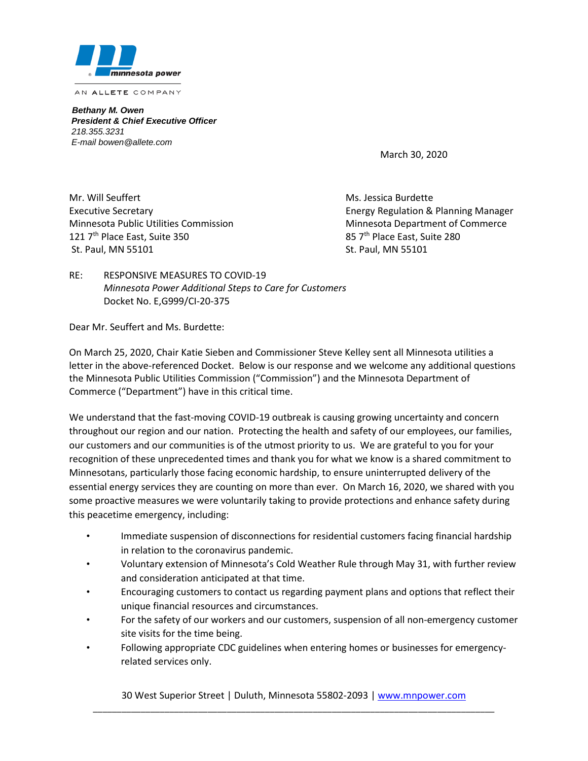minnesota power

AN ALLETE COMPANY

***Bethany M. Owen***
***President & Chief Executive Officer***
*218.355.3231*
*E-mail bowen@allete.com*

March 30, 2020

Mr. Will Seuffert
Executive Secretary
Minnesota Public Utilities Commission
121 7th Place East, Suite 350
St. Paul, MN 55101

Ms. Jessica Burdette
Energy Regulation & Planning Manager
Minnesota Department of Commerce
85 7th Place East, Suite 280
St. Paul, MN 55101

RE: RESPONSIVE MEASURES TO COVID-19
*Minnesota Power Additional Steps to Care for Customers*
Docket No. E,G999/CI-20-375

Dear Mr. Seuffert and Ms. Burdette:

On March 25, 2020, Chair Katie Sieben and Commissioner Steve Kelley sent all Minnesota utilities a letter in the above-referenced Docket. Below is our response and we welcome any additional questions the Minnesota Public Utilities Commission ("Commission") and the Minnesota Department of Commerce ("Department") have in this critical time.

We understand that the fast-moving COVID-19 outbreak is causing growing uncertainty and concern throughout our region and our nation. Protecting the health and safety of our employees, our families, our customers and our communities is of the utmost priority to us. We are grateful to you for your recognition of these unprecedented times and thank you for what we know is a shared commitment to Minnesotans, particularly those facing economic hardship, to ensure uninterrupted delivery of the essential energy services they are counting on more than ever. On March 16, 2020, we shared with you some proactive measures we were voluntarily taking to provide protections and enhance safety during this peacetime emergency, including:

- Immediate suspension of disconnections for residential customers facing financial hardship in relation to the coronavirus pandemic.
- Voluntary extension of Minnesota's Cold Weather Rule through May 31, with further review and consideration anticipated at that time.
- Encouraging customers to contact us regarding payment plans and options that reflect their unique financial resources and circumstances.
- For the safety of our workers and our customers, suspension of all non-emergency customer site visits for the time being.
- Following appropriate CDC guidelines when entering homes or businesses for emergency-related services only.

30 West Superior Street | Duluth, Minnesota 55802-2093 | www.mnpower.com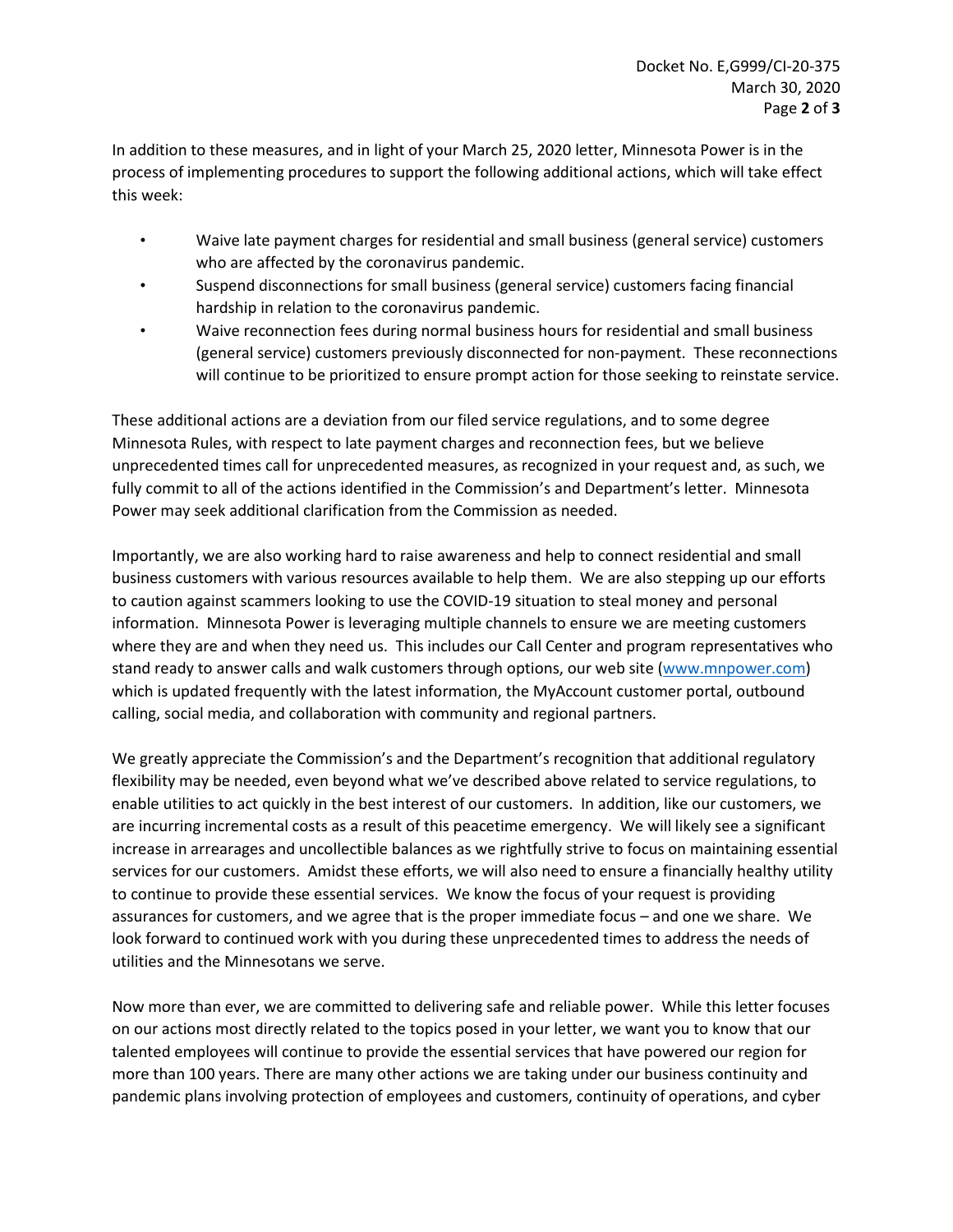In addition to these measures, and in light of your March 25, 2020 letter, Minnesota Power is in the process of implementing procedures to support the following additional actions, which will take effect this week:

- Waive late payment charges for residential and small business (general service) customers who are affected by the coronavirus pandemic.
- Suspend disconnections for small business (general service) customers facing financial hardship in relation to the coronavirus pandemic.
- Waive reconnection fees during normal business hours for residential and small business (general service) customers previously disconnected for non-payment. These reconnections will continue to be prioritized to ensure prompt action for those seeking to reinstate service.

These additional actions are a deviation from our filed service regulations, and to some degree Minnesota Rules, with respect to late payment charges and reconnection fees, but we believe unprecedented times call for unprecedented measures, as recognized in your request and, as such, we fully commit to all of the actions identified in the Commission's and Department's letter. Minnesota Power may seek additional clarification from the Commission as needed.

Importantly, we are also working hard to raise awareness and help to connect residential and small business customers with various resources available to help them. We are also stepping up our efforts to caution against scammers looking to use the COVID-19 situation to steal money and personal information. Minnesota Power is leveraging multiple channels to ensure we are meeting customers where they are and when they need us. This includes our Call Center and program representatives who stand ready to answer calls and walk customers through options, our web site (www.mnpower.com) which is updated frequently with the latest information, the MyAccount customer portal, outbound calling, social media, and collaboration with community and regional partners.

We greatly appreciate the Commission's and the Department's recognition that additional regulatory flexibility may be needed, even beyond what we've described above related to service regulations, to enable utilities to act quickly in the best interest of our customers. In addition, like our customers, we are incurring incremental costs as a result of this peacetime emergency. We will likely see a significant increase in arrearages and uncollectible balances as we rightfully strive to focus on maintaining essential services for our customers. Amidst these efforts, we will also need to ensure a financially healthy utility to continue to provide these essential services. We know the focus of your request is providing assurances for customers, and we agree that is the proper immediate focus – and one we share. We look forward to continued work with you during these unprecedented times to address the needs of utilities and the Minnesotans we serve.

Now more than ever, we are committed to delivering safe and reliable power. While this letter focuses on our actions most directly related to the topics posed in your letter, we want you to know that our talented employees will continue to provide the essential services that have powered our region for more than 100 years. There are many other actions we are taking under our business continuity and pandemic plans involving protection of employees and customers, continuity of operations, and cyber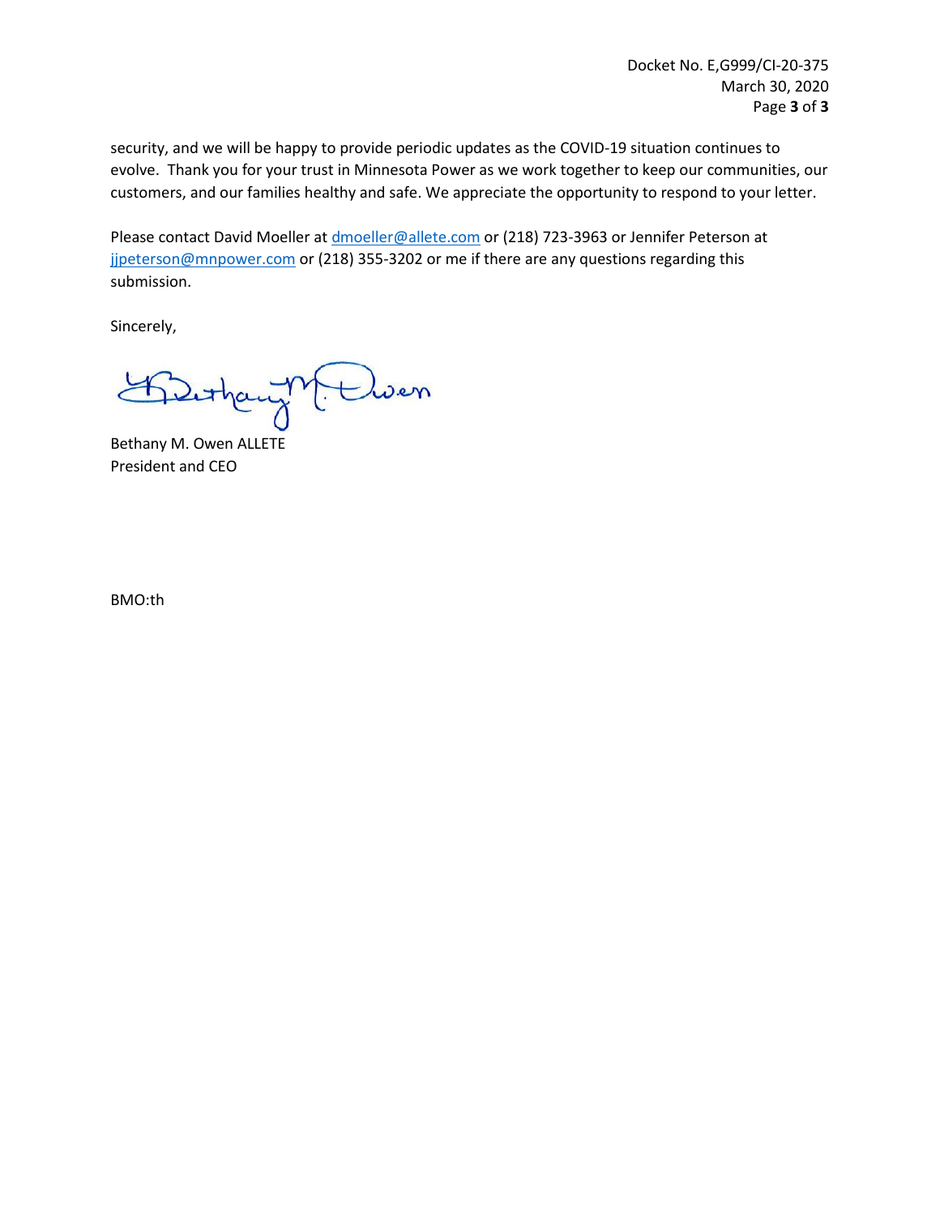security, and we will be happy to provide periodic updates as the COVID-19 situation continues to evolve. Thank you for your trust in Minnesota Power as we work together to keep our communities, our customers, and our families healthy and safe. We appreciate the opportunity to respond to your letter.

Please contact David Moeller at dmoeller@allete.com or (218) 723-3963 or Jennifer Peterson at jjpeterson@mnpower.com or (218) 355-3202 or me if there are any questions regarding this submission.

Sincerely,

Bethany M. Owen ALLETE
President and CEO

BMO:th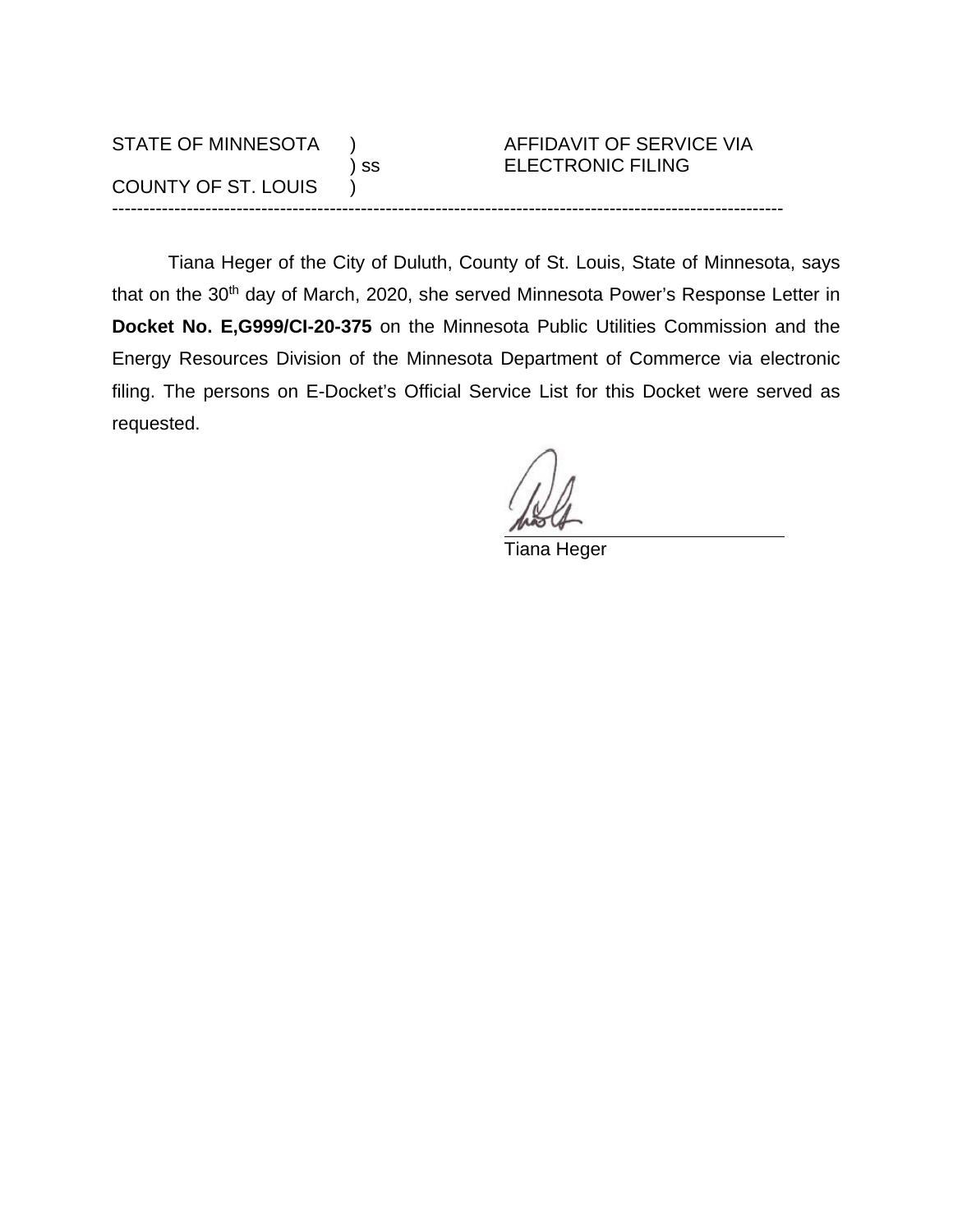STATE OF MINNESOTA )  
) ss  
COUNTY OF ST. LOUIS )

AFFIDAVIT OF SERVICE VIA ELECTRONIC FILING

---

Tiana Heger of the City of Duluth, County of St. Louis, State of Minnesota, says that on the 30th day of March, 2020, she served Minnesota Power's Response Letter in **Docket No. E,G999/CI-20-375** on the Minnesota Public Utilities Commission and the Energy Resources Division of the Minnesota Department of Commerce via electronic filing. The persons on E-Docket's Official Service List for this Docket were served as requested.

Tiana Heger